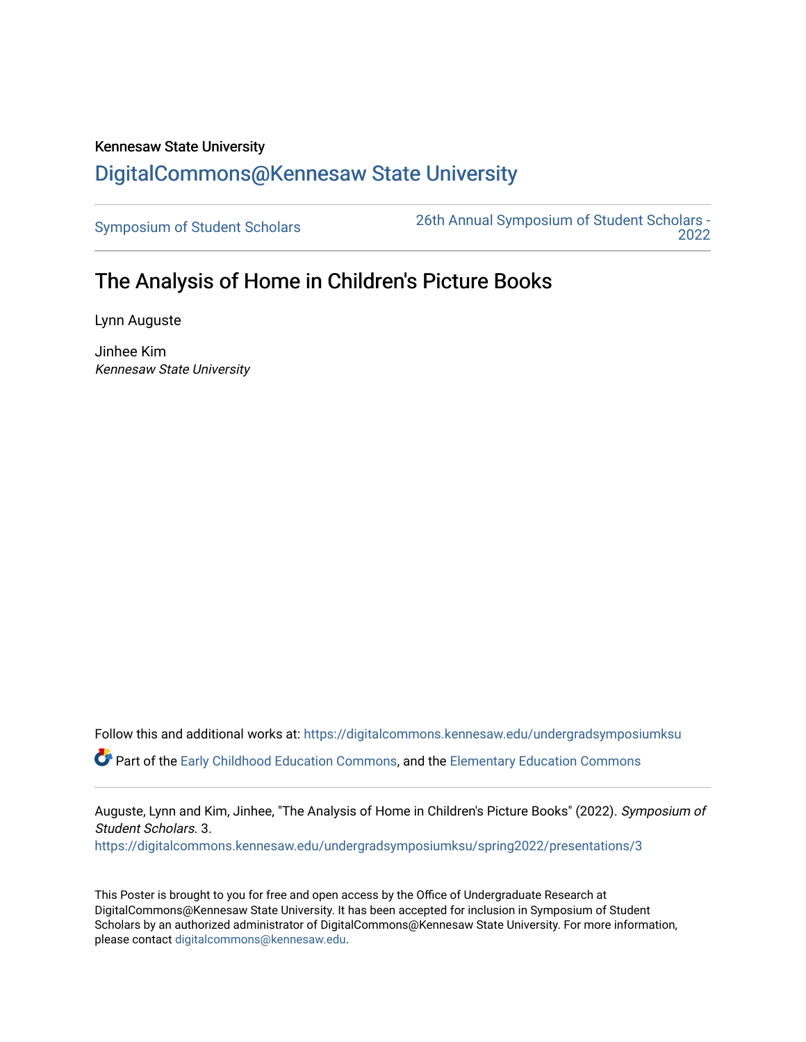Kennesaw State University

# DigitalCommons@Kennesaw State University

Symposium of Student Scholars

26th Annual Symposium of Student Scholars - 2022

## The Analysis of Home in Children's Picture Books

Lynn Auguste

Jinhee Kim
*Kennesaw State University*

Follow this and additional works at: https://digitalcommons.kennesaw.edu/undergradsymposiumksu

Part of the Early Childhood Education Commons, and the Elementary Education Commons

Auguste, Lynn and Kim, Jinhee, "The Analysis of Home in Children's Picture Books" (2022). *Symposium of Student Scholars*. 3.
https://digitalcommons.kennesaw.edu/undergradsymposiumksu/spring2022/presentations/3

This Poster is brought to you for free and open access by the Office of Undergraduate Research at DigitalCommons@Kennesaw State University. It has been accepted for inclusion in Symposium of Student Scholars by an authorized administrator of DigitalCommons@Kennesaw State University. For more information, please contact digitalcommons@kennesaw.edu.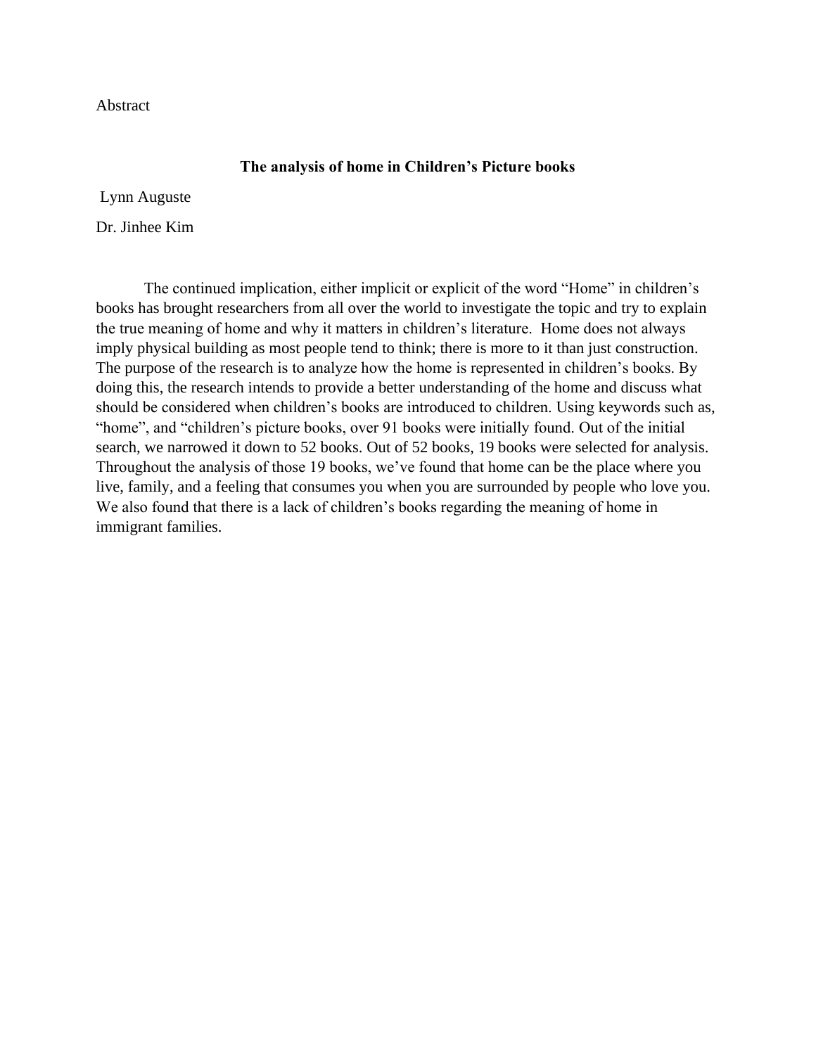Abstract

**The analysis of home in Children's Picture books**

Lynn Auguste

Dr. Jinhee Kim

The continued implication, either implicit or explicit of the word "Home" in children's books has brought researchers from all over the world to investigate the topic and try to explain the true meaning of home and why it matters in children's literature. Home does not always imply physical building as most people tend to think; there is more to it than just construction. The purpose of the research is to analyze how the home is represented in children's books. By doing this, the research intends to provide a better understanding of the home and discuss what should be considered when children's books are introduced to children. Using keywords such as, "home", and "children's picture books, over 91 books were initially found. Out of the initial search, we narrowed it down to 52 books. Out of 52 books, 19 books were selected for analysis. Throughout the analysis of those 19 books, we've found that home can be the place where you live, family, and a feeling that consumes you when you are surrounded by people who love you. We also found that there is a lack of children's books regarding the meaning of home in immigrant families.